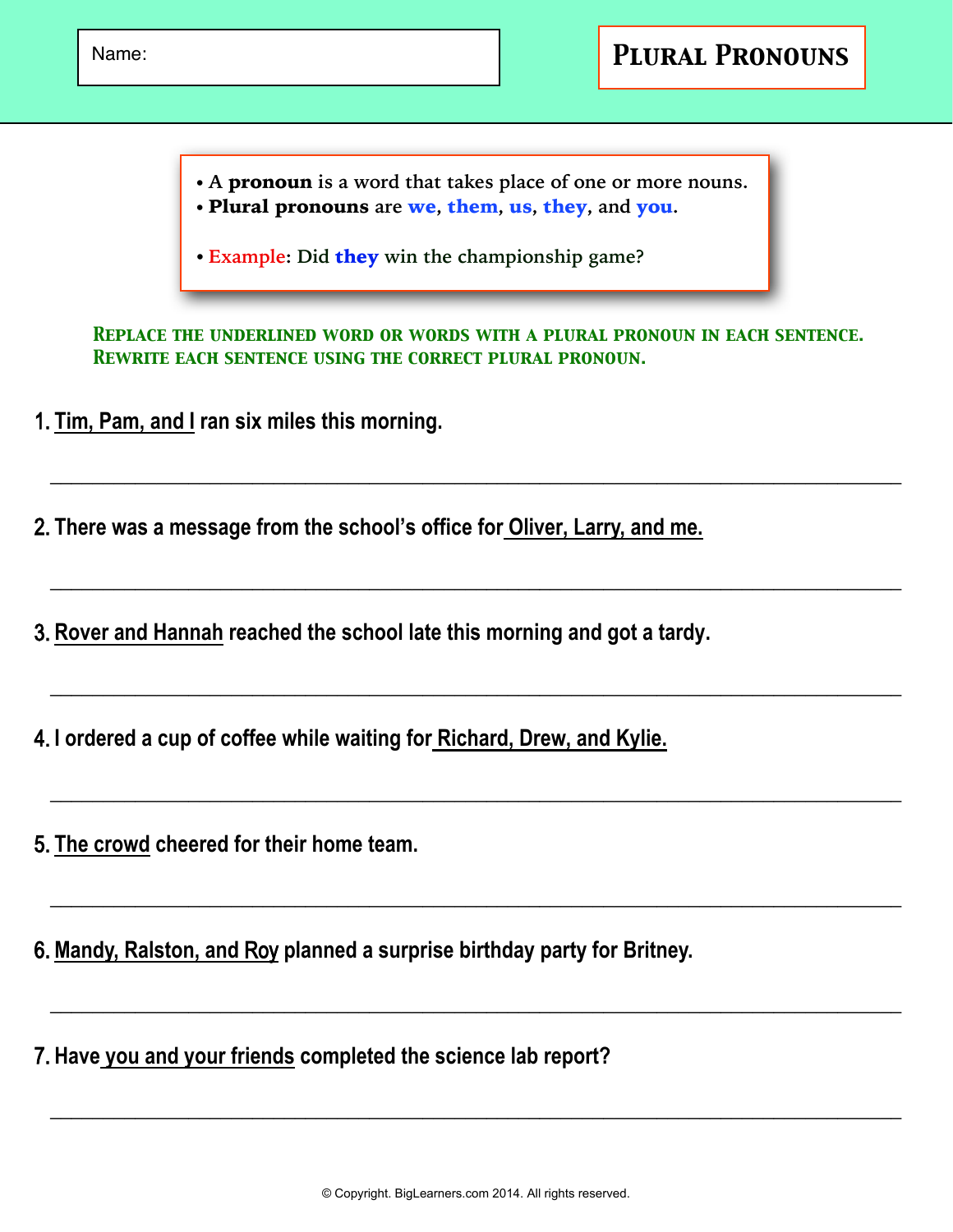Name:

# Plural Pronouns

- A **pronoun** is a word that takes place of one or more nouns.
- **Plural pronouns** are **we**, **them**, **us**, **they**, and **you**.

- Example: Did **they** win the championship game?

**Replace the underlined word or words with a plural pronoun in each sentence. Rewrite each sentence using the correct plural pronoun.**

1. <u>Tim, Pam, and I</u> ran six miles this morning.

_______________________________________________________________________________

2. There was a message from the school's office for <u>Oliver, Larry, and me.</u>

_______________________________________________________________________________

3. <u>Rover and Hannah</u> reached the school late this morning and got a tardy.

_______________________________________________________________________________

4. I ordered a cup of coffee while waiting for <u>Richard, Drew, and Kylie.</u>

_______________________________________________________________________________

5. <u>The crowd</u> cheered for their home team.

_______________________________________________________________________________

6. <u>Mandy, Ralston, and Roy</u> planned a surprise birthday party for Britney.

_______________________________________________________________________________

7. Have <u>you and your friends</u> completed the science lab report?

_______________________________________________________________________________

© Copyright. BigLearners.com 2014. All rights reserved.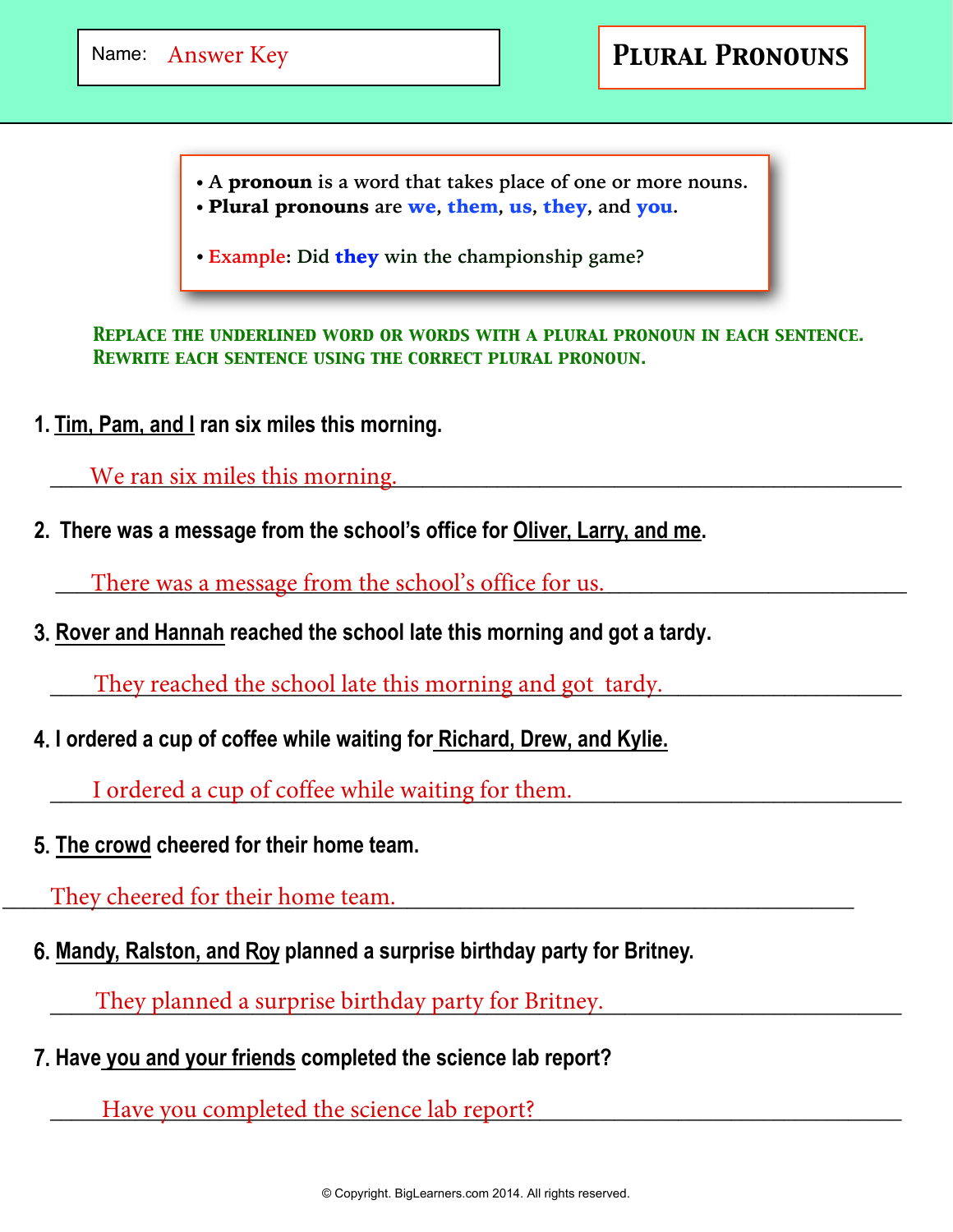Name: Answer Key

# Plural Pronouns

- A **pronoun** is a word that takes place of one or more nouns.
- **Plural pronouns** are **we**, **them**, **us**, **they**, and **you**.

- Example: Did **they** win the championship game?

**Replace the underlined word or words with a plural pronoun in each sentence. Rewrite each sentence using the correct plural pronoun.**

1. <u>Tim, Pam, and I</u> ran six miles this morning.

   We ran six miles this morning.

2. There was a message from the school's office for <u>Oliver, Larry, and me</u>.

   There was a message from the school's office for us.

3. <u>Rover and Hannah</u> reached the school late this morning and got a tardy.

   They reached the school late this morning and got  tardy.

4. I ordered a cup of coffee while waiting for <u>Richard, Drew, and Kylie.</u>

   I ordered a cup of coffee while waiting for them.

5. <u>The crowd</u> cheered for their home team.

   They cheered for their home team.

6. <u>Mandy, Ralston, and Roy</u> planned a surprise birthday party for Britney.

   They planned a surprise birthday party for Britney.

7. Have <u>you and your friends</u> completed the science lab report?

   Have you completed the science lab report?

© Copyright. BigLearners.com 2014. All rights reserved.